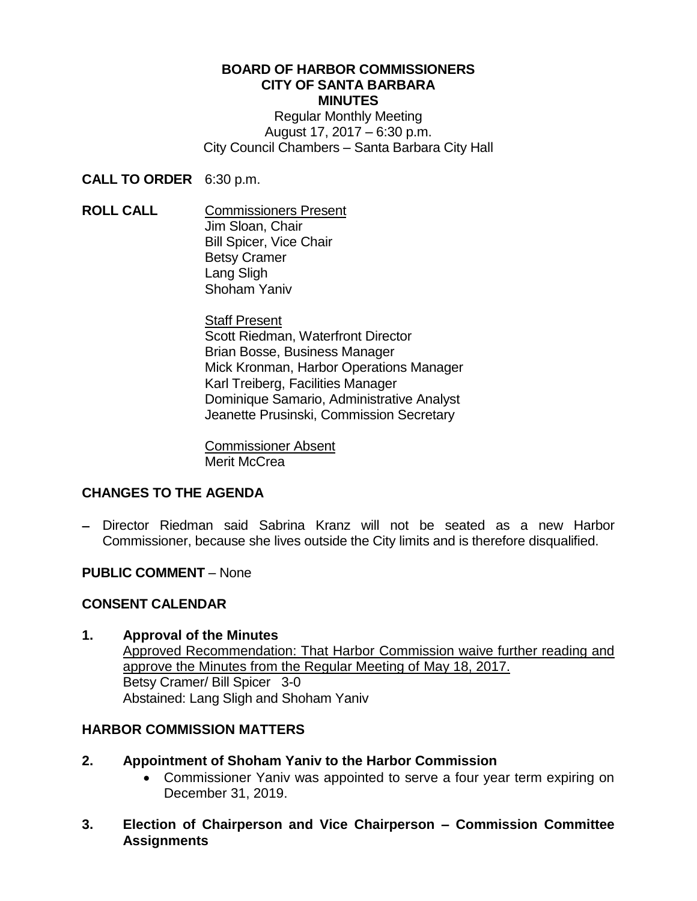**BOARD OF HARBOR COMMISSIONERS**
**CITY OF SANTA BARBARA**
**MINUTES**

Regular Monthly Meeting
August 17, 2017 – 6:30 p.m.
City Council Chambers – Santa Barbara City Hall

**CALL TO ORDER** 6:30 p.m.

**ROLL CALL**

Commissioners Present
Jim Sloan, Chair
Bill Spicer, Vice Chair
Betsy Cramer
Lang Sligh
Shoham Yaniv

Staff Present
Scott Riedman, Waterfront Director
Brian Bosse, Business Manager
Mick Kronman, Harbor Operations Manager
Karl Treiberg, Facilities Manager
Dominique Samario, Administrative Analyst
Jeanette Prusinski, Commission Secretary

Commissioner Absent
Merit McCrea

## CHANGES TO THE AGENDA

– Director Riedman said Sabrina Kranz will not be seated as a new Harbor Commissioner, because she lives outside the City limits and is therefore disqualified.

**PUBLIC COMMENT** – None

## CONSENT CALENDAR

**1. Approval of the Minutes**

Approved Recommendation: That Harbor Commission waive further reading and approve the Minutes from the Regular Meeting of May 18, 2017.
Betsy Cramer/ Bill Spicer 3-0
Abstained: Lang Sligh and Shoham Yaniv

## HARBOR COMMISSION MATTERS

**2. Appointment of Shoham Yaniv to the Harbor Commission**

- Commissioner Yaniv was appointed to serve a four year term expiring on December 31, 2019.

**3. Election of Chairperson and Vice Chairperson – Commission Committee Assignments**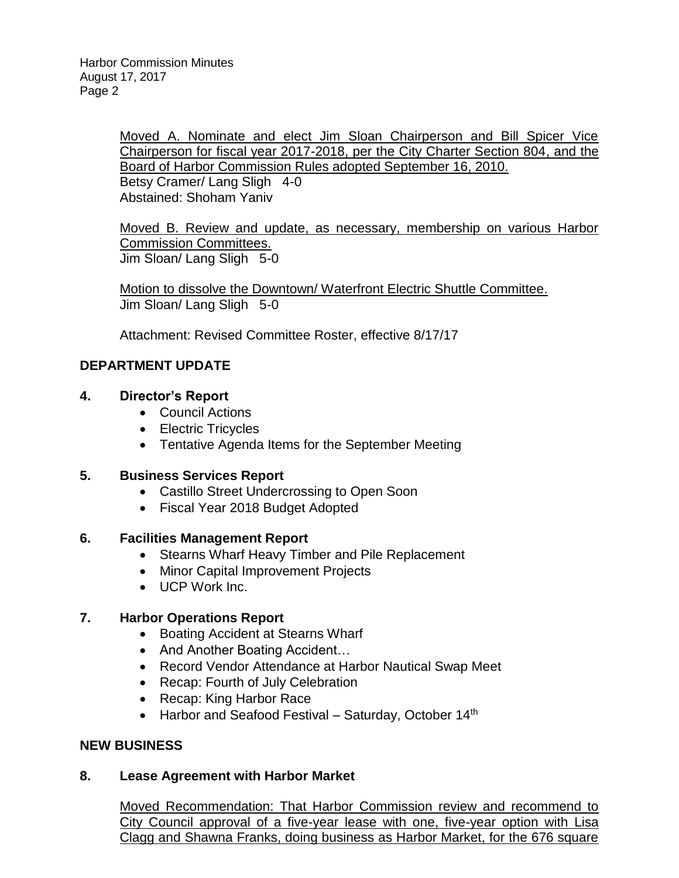Moved A. Nominate and elect Jim Sloan Chairperson and Bill Spicer Vice Chairperson for fiscal year 2017-2018, per the City Charter Section 804, and the Board of Harbor Commission Rules adopted September 16, 2010.
Betsy Cramer/ Lang Sligh 4-0
Abstained: Shoham Yaniv

Moved B. Review and update, as necessary, membership on various Harbor Commission Committees.
Jim Sloan/ Lang Sligh 5-0

Motion to dissolve the Downtown/ Waterfront Electric Shuttle Committee.
Jim Sloan/ Lang Sligh 5-0

Attachment: Revised Committee Roster, effective 8/17/17

**DEPARTMENT UPDATE**

**4. Director's Report**

- Council Actions
- Electric Tricycles
- Tentative Agenda Items for the September Meeting

**5. Business Services Report**

- Castillo Street Undercrossing to Open Soon
- Fiscal Year 2018 Budget Adopted

**6. Facilities Management Report**

- Stearns Wharf Heavy Timber and Pile Replacement
- Minor Capital Improvement Projects
- UCP Work Inc.

**7. Harbor Operations Report**

- Boating Accident at Stearns Wharf
- And Another Boating Accident…
- Record Vendor Attendance at Harbor Nautical Swap Meet
- Recap: Fourth of July Celebration
- Recap: King Harbor Race
- Harbor and Seafood Festival – Saturday, October 14th

**NEW BUSINESS**

**8. Lease Agreement with Harbor Market**

Moved Recommendation: That Harbor Commission review and recommend to City Council approval of a five-year lease with one, five-year option with Lisa Clagg and Shawna Franks, doing business as Harbor Market, for the 676 square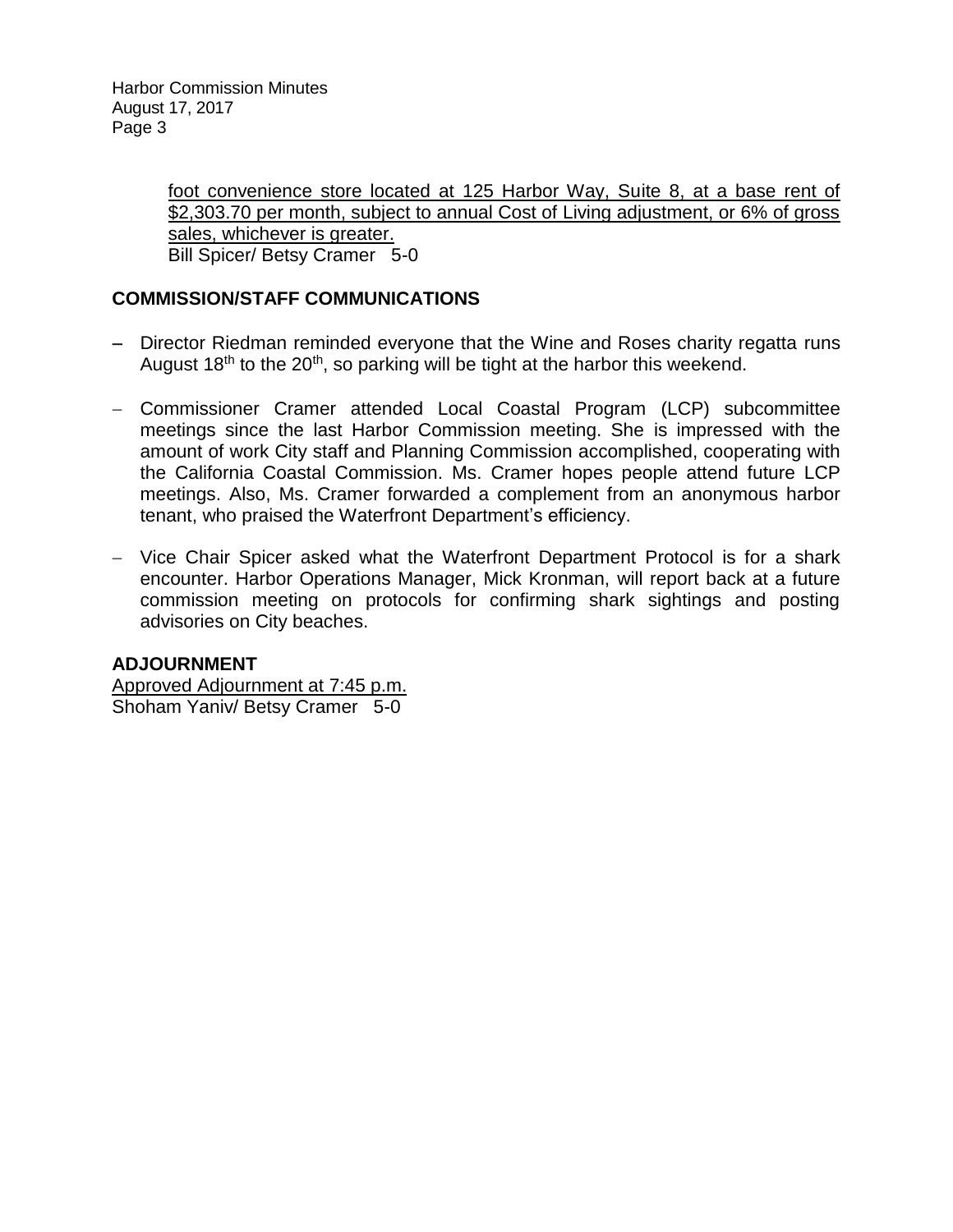foot convenience store located at 125 Harbor Way, Suite 8, at a base rent of \$2,303.70 per month, subject to annual Cost of Living adjustment, or 6% of gross sales, whichever is greater.
Bill Spicer/ Betsy Cramer 5-0

## COMMISSION/STAFF COMMUNICATIONS

- Director Riedman reminded everyone that the Wine and Roses charity regatta runs August 18th to the 20th, so parking will be tight at the harbor this weekend.

- Commissioner Cramer attended Local Coastal Program (LCP) subcommittee meetings since the last Harbor Commission meeting. She is impressed with the amount of work City staff and Planning Commission accomplished, cooperating with the California Coastal Commission. Ms. Cramer hopes people attend future LCP meetings. Also, Ms. Cramer forwarded a complement from an anonymous harbor tenant, who praised the Waterfront Department's efficiency.

- Vice Chair Spicer asked what the Waterfront Department Protocol is for a shark encounter. Harbor Operations Manager, Mick Kronman, will report back at a future commission meeting on protocols for confirming shark sightings and posting advisories on City beaches.

## ADJOURNMENT

Approved Adjournment at 7:45 p.m.
Shoham Yaniv/ Betsy Cramer 5-0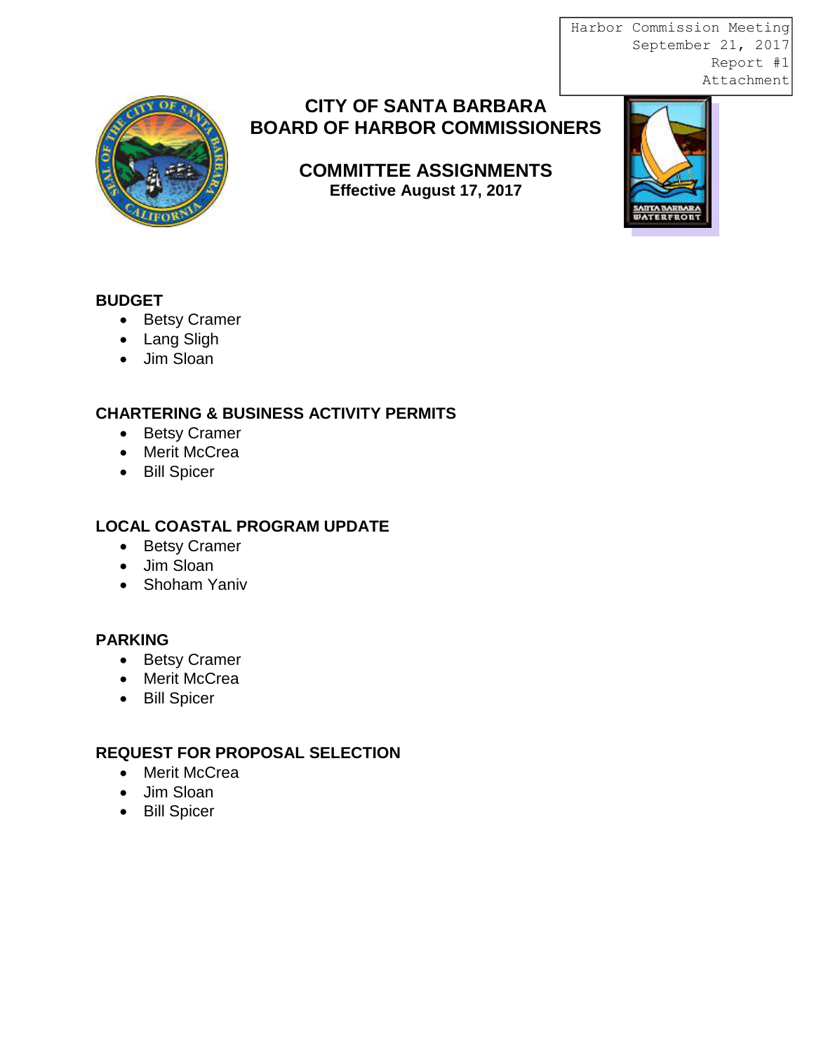Harbor Commission Meeting
September 21, 2017
Report #1
Attachment

# CITY OF SANTA BARBARA
# BOARD OF HARBOR COMMISSIONERS

## COMMITTEE ASSIGNMENTS
**Effective August 17, 2017**

### BUDGET
- Betsy Cramer
- Lang Sligh
- Jim Sloan

### CHARTERING & BUSINESS ACTIVITY PERMITS
- Betsy Cramer
- Merit McCrea
- Bill Spicer

### LOCAL COASTAL PROGRAM UPDATE
- Betsy Cramer
- Jim Sloan
- Shoham Yaniv

### PARKING
- Betsy Cramer
- Merit McCrea
- Bill Spicer

### REQUEST FOR PROPOSAL SELECTION
- Merit McCrea
- Jim Sloan
- Bill Spicer